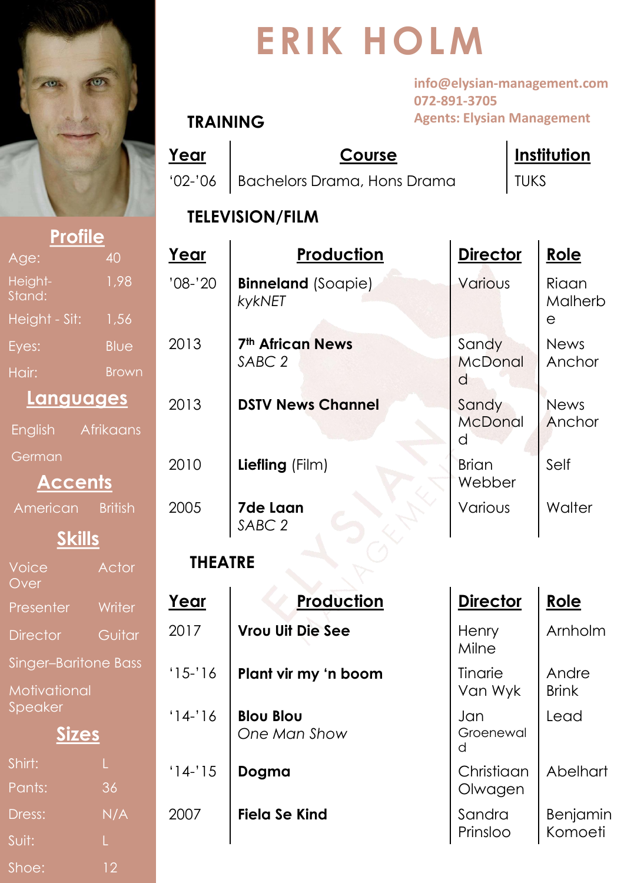# ERIK HOLM

info@elysian-management.com
072-891-3705
Agents: Elysian Management

## Profile

| | |
|---|---|
| Age: | 40 |
| Height-Stand: | 1,98 |
| Height - Sit: | 1,56 |
| Eyes: | Blue |
| Hair: | Brown |

## Languages

English, Afrikaans, German

## Accents

American, British

## Skills

- Voice Over
- Actor
- Presenter
- Writer
- Director
- Guitar
- Singer–Baritone Bass
- Motivational Speaker

## Sizes

| | |
|---|---|
| Shirt: | L |
| Pants: | 36 |
| Dress: | N/A |
| Suit: | L |
| Shoe: | 12 |

## TRAINING

| Year | Course | Institution |
|---|---|---|
| '02-'06 | Bachelors Drama, Hons Drama | TUKS |

## TELEVISION/FILM

| Year | Production | Director | Role |
|---|---|---|---|
| '08-'20 | **Binneland** (Soapie) *kykNET* | Various | Riaan Malherbe |
| 2013 | **7th African News** *SABC 2* | Sandy McDonald | News Anchor |
| 2013 | **DSTV News Channel** | Sandy McDonald | News Anchor |
| 2010 | **Liefling** (Film) | Brian Webber | Self |
| 2005 | **7de Laan** *SABC 2* | Various | Walter |

## THEATRE

| Year | Production | Director | Role |
|---|---|---|---|
| 2017 | **Vrou Uit Die See** | Henry Milne | Arnholm |
| '15-'16 | **Plant vir my 'n boom** | Tinarie Van Wyk | Andre Brink |
| '14-'16 | **Blou Blou** *One Man Show* | Jan Groenewald | Lead |
| '14-'15 | **Dogma** | Christiaan Olwagen | Abelhart |
| 2007 | **Fiela Se Kind** | Sandra Prinsloo | Benjamin Komoeti |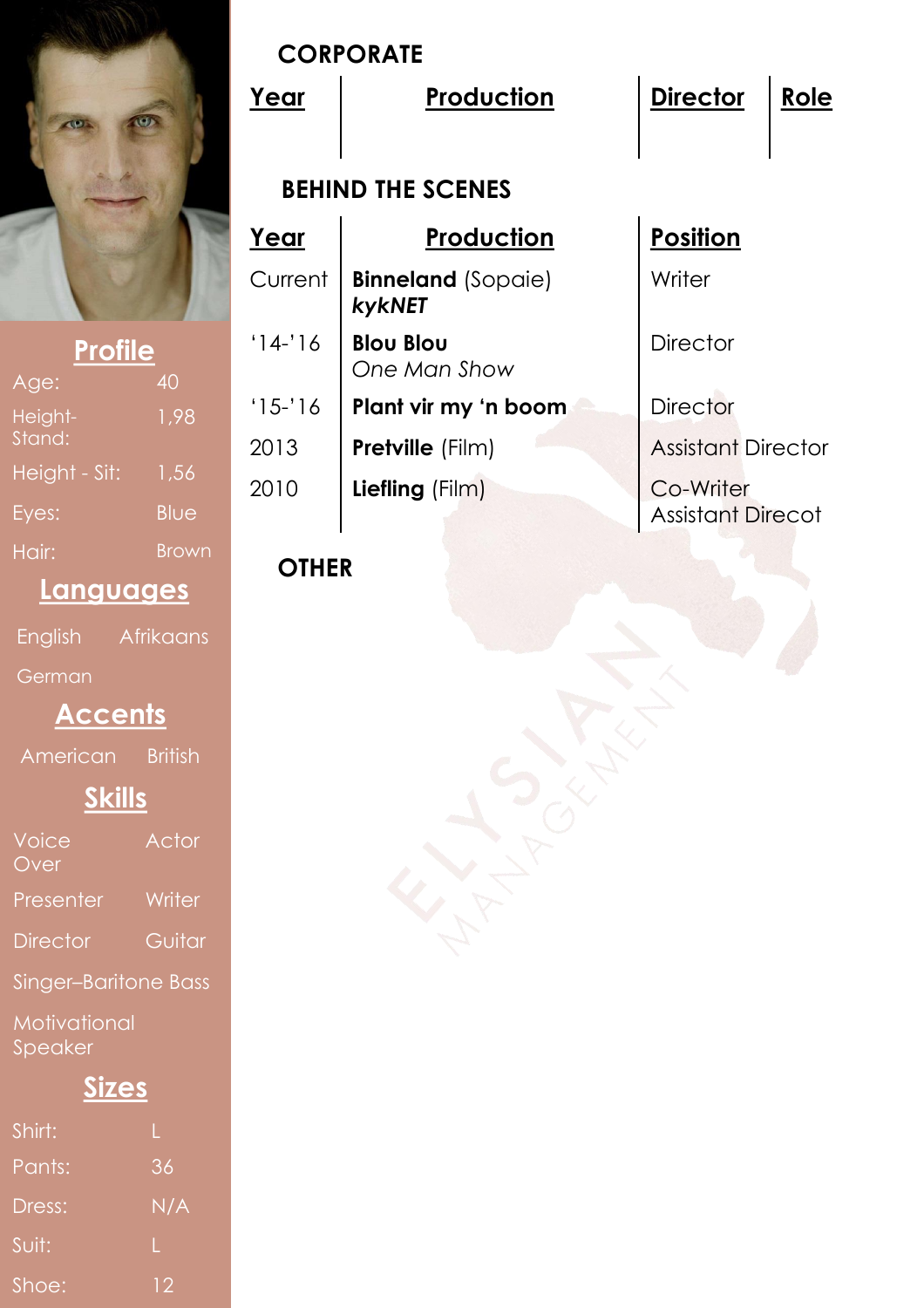## Profile

| | |
|---|---|
| Age: | 40 |
| Height-Stand: | 1,98 |
| Height - Sit: | 1,56 |
| Eyes: | Blue |
| Hair: | Brown |

## Languages

English Afrikaans
German

## Accents

American British

## Skills

Voice Over
Actor
Presenter
Writer
Director
Guitar
Singer–Baritone Bass
Motivational Speaker

## Sizes

| | |
|---|---|
| Shirt: | L |
| Pants: | 36 |
| Dress: | N/A |
| Suit: | L |
| Shoe: | 12 |

## CORPORATE

| Year | Production | Director | Role |
|---|---|---|---|
| | | | |

## BEHIND THE SCENES

| Year | Production | Position |
|---|---|---|
| Current | **Binneland** (Sopaie) ***kykNET*** | Writer |
| '14-'16 | **Blou Blou** *One Man Show* | Director |
| '15-'16 | **Plant vir my 'n boom** | Director |
| 2013 | **Pretville** (Film) | Assistant Director |
| 2010 | **Liefling** (Film) | Co-Writer Assistant Direcot |

## OTHER